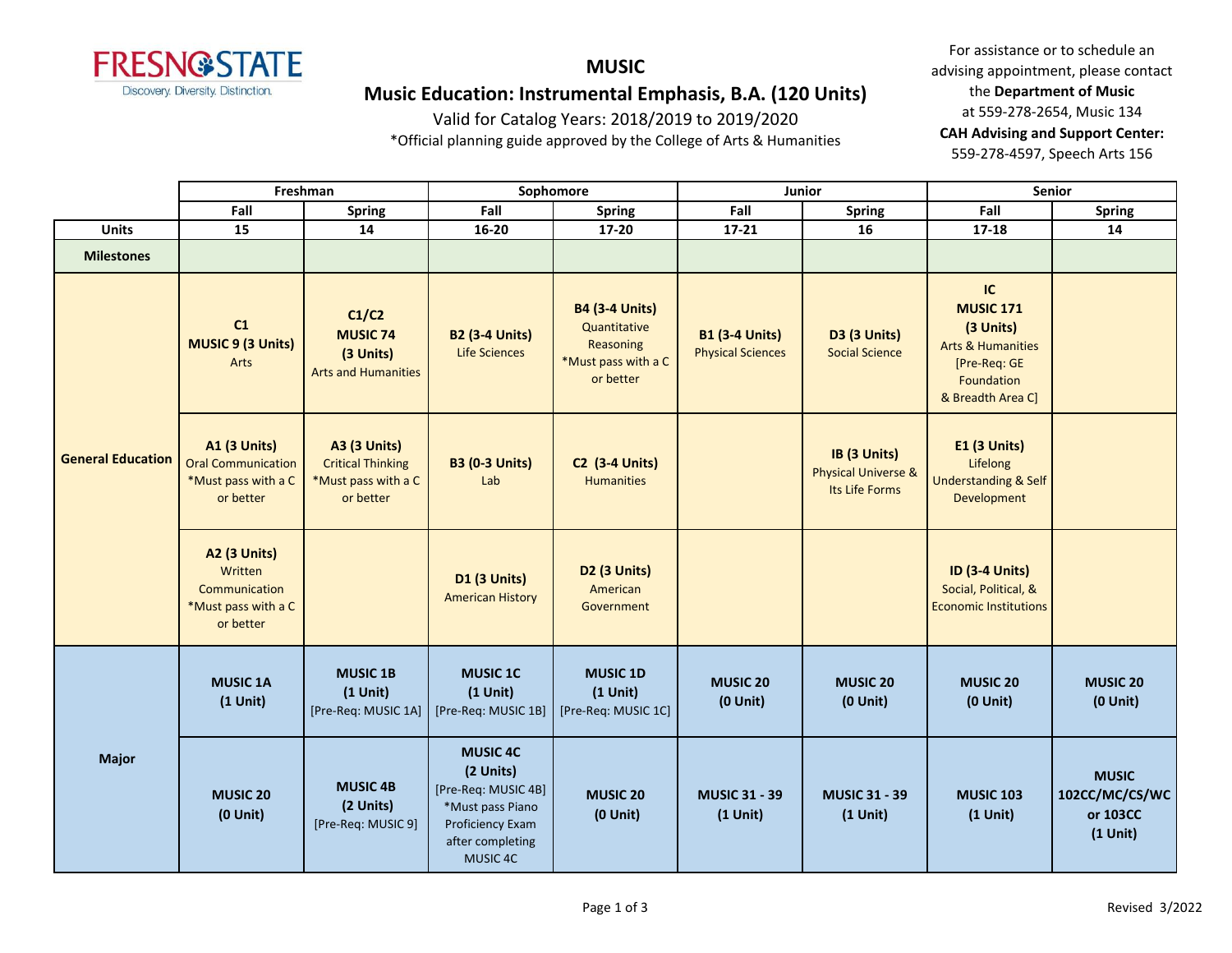# MUSIC

## Music Education: Instrumental Emphasis, B.A. (120 Units)

Valid for Catalog Years: 2018/2019 to 2019/2020

*Official planning guide approved by the College of Arts & Humanities

For assistance or to schedule an advising appointment, please contact the **Department of Music** at 559-278-2654, Music 134

**CAH Advising and Support Center:** 559-278-4597, Speech Arts 156

| | Freshman | | Sophomore | | Junior | | Senior | |
|---|---|---|---|---|---|---|---|---|
| | Fall | Spring | Fall | Spring | Fall | Spring | Fall | Spring |
| **Units** | 15 | 14 | 16-20 | 17-20 | 17-21 | 16 | 17-18 | 14 |
| **Milestones** | | | | | | | | |
| **General Education** | **C1** **MUSIC 9 (3 Units)** Arts | **C1/C2** **MUSIC 74** **(3 Units)** Arts and Humanities | **B2 (3-4 Units)** Life Sciences | **B4 (3-4 Units)** Quantitative Reasoning *Must pass with a C or better | **B1 (3-4 Units)** Physical Sciences | **D3 (3 Units)** Social Science | **IC** **MUSIC 171** **(3 Units)** Arts & Humanities [Pre-Req: GE Foundation & Breadth Area C] | |
| **General Education** | **A1 (3 Units)** Oral Communication *Must pass with a C or better | **A3 (3 Units)** Critical Thinking *Must pass with a C or better | **B3 (0-3 Units)** Lab | **C2 (3-4 Units)** Humanities | | **IB (3 Units)** Physical Universe & Its Life Forms | **E1 (3 Units)** Lifelong Understanding & Self Development | |
| **General Education** | **A2 (3 Units)** Written Communication *Must pass with a C or better | | **D1 (3 Units)** American History | **D2 (3 Units)** American Government | | | **ID (3-4 Units)** Social, Political, & Economic Institutions | |
| **Major** | **MUSIC 1A** **(1 Unit)** | **MUSIC 1B** **(1 Unit)** [Pre-Req: MUSIC 1A] | **MUSIC 1C** **(1 Unit)** [Pre-Req: MUSIC 1B] | **MUSIC 1D** **(1 Unit)** [Pre-Req: MUSIC 1C] | **MUSIC 20** **(0 Unit)** | **MUSIC 20** **(0 Unit)** | **MUSIC 20** **(0 Unit)** | **MUSIC 20** **(0 Unit)** |
| **Major** | **MUSIC 20** **(0 Unit)** | **MUSIC 4B** **(2 Units)** [Pre-Req: MUSIC 9] | **MUSIC 4C** **(2 Units)** [Pre-Req: MUSIC 4B] *Must pass Piano Proficiency Exam after completing MUSIC 4C | **MUSIC 20** **(0 Unit)** | **MUSIC 31 - 39** **(1 Unit)** | **MUSIC 31 - 39** **(1 Unit)** | **MUSIC 103** **(1 Unit)** | **MUSIC 102CC/MC/CS/WC or 103CC** **(1 Unit)** |

Revised 3/2022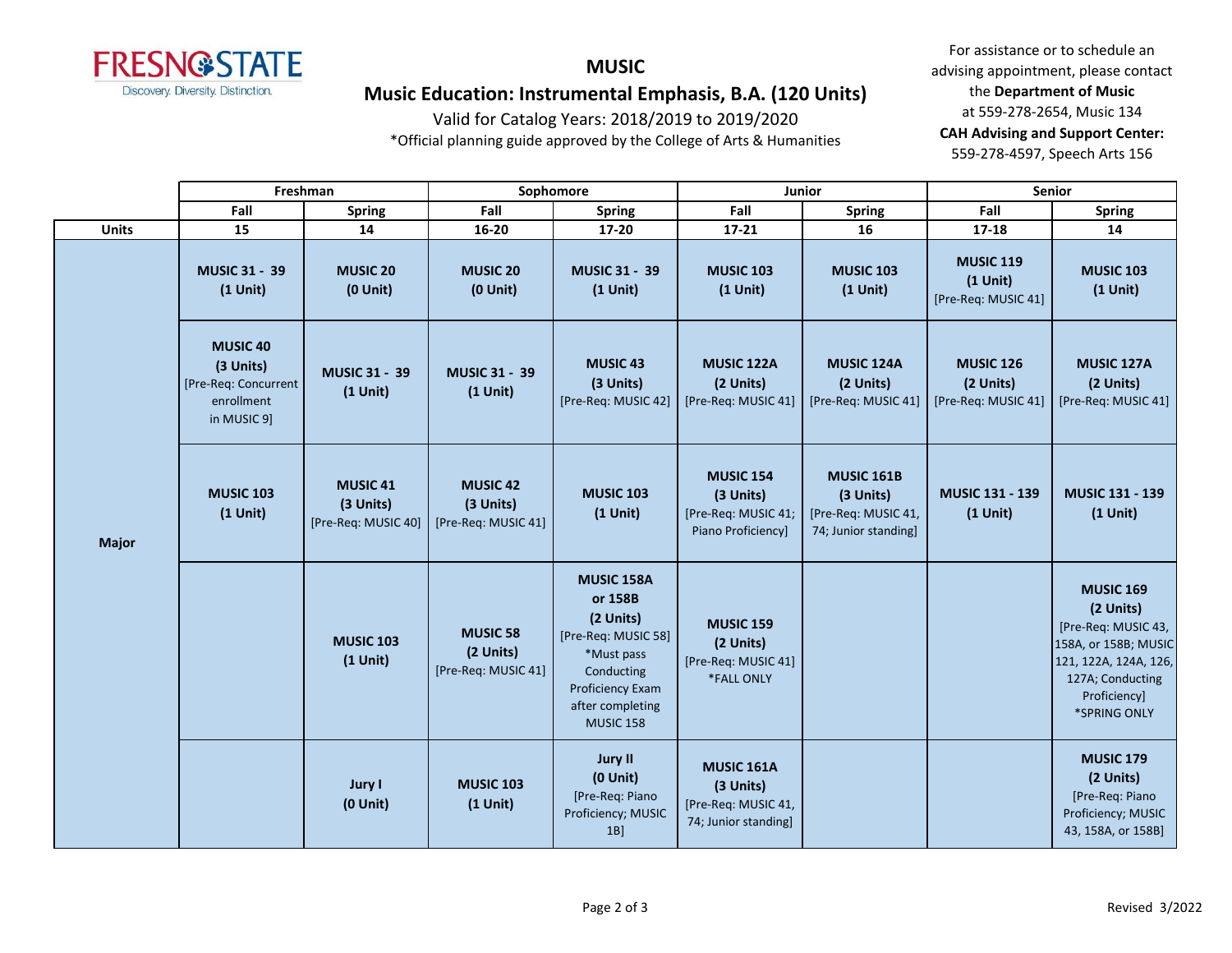# MUSIC

## Music Education: Instrumental Emphasis, B.A. (120 Units)

Valid for Catalog Years: 2018/2019 to 2019/2020

*Official planning guide approved by the College of Arts & Humanities

For assistance or to schedule an advising appointment, please contact the **Department of Music** at 559-278-2654, Music 134

**CAH Advising and Support Center:** 559-278-4597, Speech Arts 156

| | Freshman | | Sophomore | | Junior | | Senior | |
|---|---|---|---|---|---|---|---|---|
| | Fall | Spring | Fall | Spring | Fall | Spring | Fall | Spring |
| **Units** | 15 | 14 | 16-20 | 17-20 | 17-21 | 16 | 17-18 | 14 |
| **Major** | **MUSIC 31 - 39 (1 Unit)** | **MUSIC 20 (0 Unit)** | **MUSIC 20 (0 Unit)** | **MUSIC 31 - 39 (1 Unit)** | **MUSIC 103 (1 Unit)** | **MUSIC 103 (1 Unit)** | **MUSIC 119 (1 Unit)** [Pre-Req: MUSIC 41] | **MUSIC 103 (1 Unit)** |
| | **MUSIC 40 (3 Units)** [Pre-Req: Concurrent enrollment in MUSIC 9] | **MUSIC 31 - 39 (1 Unit)** | **MUSIC 31 - 39 (1 Unit)** | **MUSIC 43 (3 Units)** [Pre-Req: MUSIC 42] | **MUSIC 122A (2 Units)** [Pre-Req: MUSIC 41] | **MUSIC 124A (2 Units)** [Pre-Req: MUSIC 41] | **MUSIC 126 (2 Units)** [Pre-Req: MUSIC 41] | **MUSIC 127A (2 Units)** [Pre-Req: MUSIC 41] |
| | **MUSIC 103 (1 Unit)** | **MUSIC 41 (3 Units)** [Pre-Req: MUSIC 40] | **MUSIC 42 (3 Units)** [Pre-Req: MUSIC 41] | **MUSIC 103 (1 Unit)** | **MUSIC 154 (3 Units)** [Pre-Req: MUSIC 41; Piano Proficiency] | **MUSIC 161B (3 Units)** [Pre-Req: MUSIC 41, 74; Junior standing] | **MUSIC 131 - 139 (1 Unit)** | **MUSIC 131 - 139 (1 Unit)** |
| | | **MUSIC 103 (1 Unit)** | **MUSIC 58 (2 Units)** [Pre-Req: MUSIC 41] | **MUSIC 158A or 158B (2 Units)** [Pre-Req: MUSIC 58] *Must pass Conducting Proficiency Exam after completing MUSIC 158 | **MUSIC 159 (2 Units)** [Pre-Req: MUSIC 41] *FALL ONLY | | | **MUSIC 169 (2 Units)** [Pre-Req: MUSIC 43, 158A, or 158B; MUSIC 121, 122A, 124A, 126, 127A; Conducting Proficiency] *SPRING ONLY |
| | | **Jury I (0 Unit)** | **MUSIC 103 (1 Unit)** | **Jury II (0 Unit)** [Pre-Req: Piano Proficiency; MUSIC 1B] | **MUSIC 161A (3 Units)** [Pre-Req: MUSIC 41, 74; Junior standing] | | | **MUSIC 179 (2 Units)** [Pre-Req: Piano Proficiency; MUSIC 43, 158A, or 158B] |

Revised 3/2022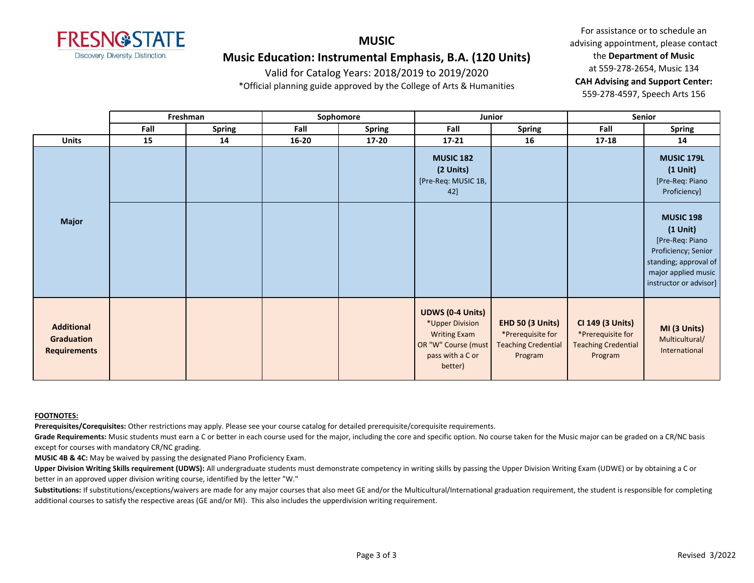# MUSIC

## Music Education: Instrumental Emphasis, B.A. (120 Units)

Valid for Catalog Years: 2018/2019 to 2019/2020

*Official planning guide approved by the College of Arts & Humanities

For assistance or to schedule an advising appointment, please contact the **Department of Music** at 559-278-2654, Music 134

**CAH Advising and Support Center:** 559-278-4597, Speech Arts 156

| | Freshman | | Sophomore | | Junior | | Senior | |
|---|---|---|---|---|---|---|---|---|
| | **Fall** | **Spring** | **Fall** | **Spring** | **Fall** | **Spring** | **Fall** | **Spring** |
| **Units** | **15** | **14** | **16-20** | **17-20** | **17-21** | **16** | **17-18** | **14** |
| **Major** | | | | | **MUSIC 182 (2 Units)** [Pre-Req: MUSIC 1B, 42] | | | **MUSIC 179L (1 Unit)** [Pre-Req: Piano Proficiency] |
| | | | | | | | | **MUSIC 198 (1 Unit)** [Pre-Req: Piano Proficiency; Senior standing; approval of major applied music instructor or advisor] |
| **Additional Graduation Requirements** | | | | | **UDWS (0-4 Units)** *Upper Division Writing Exam OR "W" Course (must pass with a C or better) | **EHD 50 (3 Units)** *Prerequisite for Teaching Credential Program | **CI 149 (3 Units)** *Prerequisite for Teaching Credential Program | **MI (3 Units)** Multicultural/ International |

**FOOTNOTES:**

**Prerequisites/Corequisites:** Other restrictions may apply. Please see your course catalog for detailed prerequisite/corequisite requirements.

**Grade Requirements:** Music students must earn a C or better in each course used for the major, including the core and specific option. No course taken for the Music major can be graded on a CR/NC basis except for courses with mandatory CR/NC grading.

**MUSIC 4B & 4C:** May be waived by passing the designated Piano Proficiency Exam.

**Upper Division Writing Skills requirement (UDWS):** All undergraduate students must demonstrate competency in writing skills by passing the Upper Division Writing Exam (UDWE) or by obtaining a C or better in an approved upper division writing course, identified by the letter "W."

**Substitutions:** If substitutions/exceptions/waivers are made for any major courses that also meet GE and/or the Multicultural/International graduation requirement, the student is responsible for completing additional courses to satisfy the respective areas (GE and/or MI). This also includes the upperdivision writing requirement.

Revised 3/2022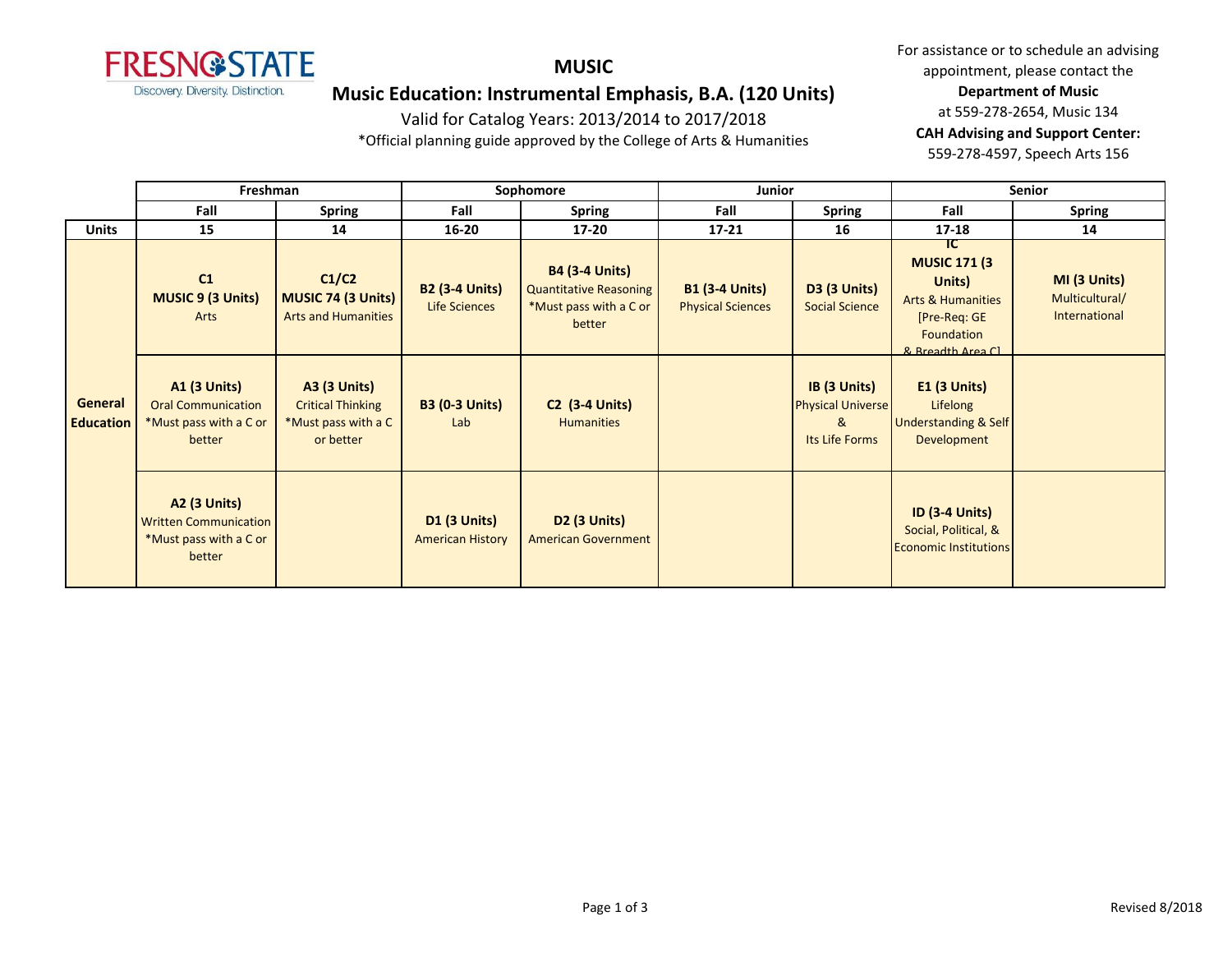# MUSIC

## Music Education: Instrumental Emphasis, B.A. (120 Units)

Valid for Catalog Years: 2013/2014 to 2017/2018

*Official planning guide approved by the College of Arts & Humanities

For assistance or to schedule an advising appointment, please contact the **Department of Music** at 559-278-2654, Music 134

**CAH Advising and Support Center:** 559-278-4597, Speech Arts 156

| | Freshman | | Sophomore | | Junior | | Senior | |
|---|---|---|---|---|---|---|---|---|
| | Fall | Spring | Fall | Spring | Fall | Spring | Fall | Spring |
| **Units** | 15 | 14 | 16-20 | 17-20 | 17-21 | 16 | 17-18 | 14 |
| **General Education** | **C1** **MUSIC 9 (3 Units)** Arts | **C1/C2** **MUSIC 74 (3 Units)** Arts and Humanities | **B2 (3-4 Units)** Life Sciences | **B4 (3-4 Units)** Quantitative Reasoning *Must pass with a C or better | **B1 (3-4 Units)** Physical Sciences | **D3 (3 Units)** Social Science | **IC** **MUSIC 171 (3 Units)** Arts & Humanities [Pre-Req: GE Foundation & Breadth Area C] | **MI (3 Units)** Multicultural/ International |
| | **A1 (3 Units)** Oral Communication *Must pass with a C or better | **A3 (3 Units)** Critical Thinking *Must pass with a C or better | **B3 (0-3 Units)** Lab | **C2 (3-4 Units)** Humanities | | **IB (3 Units)** Physical Universe & Its Life Forms | **E1 (3 Units)** Lifelong Understanding & Self Development | |
| | **A2 (3 Units)** Written Communication *Must pass with a C or better | | **D1 (3 Units)** American History | **D2 (3 Units)** American Government | | | **ID (3-4 Units)** Social, Political, & Economic Institutions | |

Revised 8/2018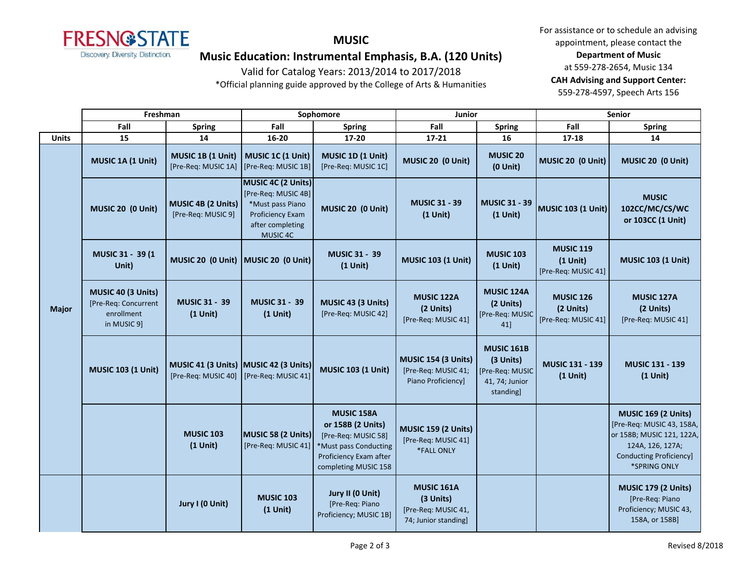# MUSIC

## Music Education: Instrumental Emphasis, B.A. (120 Units)

Valid for Catalog Years: 2013/2014 to 2017/2018

*Official planning guide approved by the College of Arts & Humanities

For assistance or to schedule an advising appointment, please contact the **Department of Music** at 559-278-2654, Music 134

**CAH Advising and Support Center:** 559-278-4597, Speech Arts 156

| | Freshman | | Sophomore | | Junior | | Senior | |
|---|---|---|---|---|---|---|---|---|
| | Fall | Spring | Fall | Spring | Fall | Spring | Fall | Spring |
| **Units** | 15 | 14 | 16-20 | 17-20 | 17-21 | 16 | 17-18 | 14 |
| **Major** | **MUSIC 1A (1 Unit)** | **MUSIC 1B (1 Unit)** [Pre-Req: MUSIC 1A] | **MUSIC 1C (1 Unit)** [Pre-Req: MUSIC 1B] | **MUSIC 1D (1 Unit)** [Pre-Req: MUSIC 1C] | **MUSIC 20 (0 Unit)** | **MUSIC 20 (0 Unit)** | **MUSIC 20 (0 Unit)** | **MUSIC 20 (0 Unit)** |
| | **MUSIC 20 (0 Unit)** | **MUSIC 4B (2 Units)** [Pre-Req: MUSIC 9] | **MUSIC 4C (2 Units)** [Pre-Req: MUSIC 4B] *Must pass Piano Proficiency Exam after completing MUSIC 4C | **MUSIC 20 (0 Unit)** | **MUSIC 31 - 39 (1 Unit)** | **MUSIC 31 - 39 (1 Unit)** | **MUSIC 103 (1 Unit)** | **MUSIC 102CC/MC/CS/WC or 103CC (1 Unit)** |
| | **MUSIC 31 - 39 (1 Unit)** | **MUSIC 20 (0 Unit)** | **MUSIC 20 (0 Unit)** | **MUSIC 31 - 39 (1 Unit)** | **MUSIC 103 (1 Unit)** | **MUSIC 103 (1 Unit)** | **MUSIC 119 (1 Unit)** [Pre-Req: MUSIC 41] | **MUSIC 103 (1 Unit)** |
| | **MUSIC 40 (3 Units)** [Pre-Req: Concurrent enrollment in MUSIC 9] | **MUSIC 31 - 39 (1 Unit)** | **MUSIC 31 - 39 (1 Unit)** | **MUSIC 43 (3 Units)** [Pre-Req: MUSIC 42] | **MUSIC 122A (2 Units)** [Pre-Req: MUSIC 41] | **MUSIC 124A (2 Units)** [Pre-Req: MUSIC 41] | **MUSIC 126 (2 Units)** [Pre-Req: MUSIC 41] | **MUSIC 127A (2 Units)** [Pre-Req: MUSIC 41] |
| | **MUSIC 103 (1 Unit)** | **MUSIC 41 (3 Units)** [Pre-Req: MUSIC 40] | **MUSIC 42 (3 Units)** [Pre-Req: MUSIC 41] | **MUSIC 103 (1 Unit)** | **MUSIC 154 (3 Units)** [Pre-Req: MUSIC 41; Piano Proficiency] | **MUSIC 161B (3 Units)** [Pre-Req: MUSIC 41, 74; Junior standing] | **MUSIC 131 - 139 (1 Unit)** | **MUSIC 131 - 139 (1 Unit)** |
| | | **MUSIC 103 (1 Unit)** | **MUSIC 58 (2 Units)** [Pre-Req: MUSIC 41] | **MUSIC 158A or 158B (2 Units)** [Pre-Req: MUSIC 58] *Must pass Conducting Proficiency Exam after completing MUSIC 158 | **MUSIC 159 (2 Units)** [Pre-Req: MUSIC 41] *FALL ONLY | | | **MUSIC 169 (2 Units)** [Pre-Req: MUSIC 43, 158A, or 158B; MUSIC 121, 122A, 124A, 126, 127A; Conducting Proficiency] *SPRING ONLY |
| | | **Jury I (0 Unit)** | **MUSIC 103 (1 Unit)** | **Jury II (0 Unit)** [Pre-Req: Piano Proficiency; MUSIC 1B] | **MUSIC 161A (3 Units)** [Pre-Req: MUSIC 41, 74; Junior standing] | | | **MUSIC 179 (2 Units)** [Pre-Req: Piano Proficiency; MUSIC 43, 158A, or 158B] |

Revised 8/2018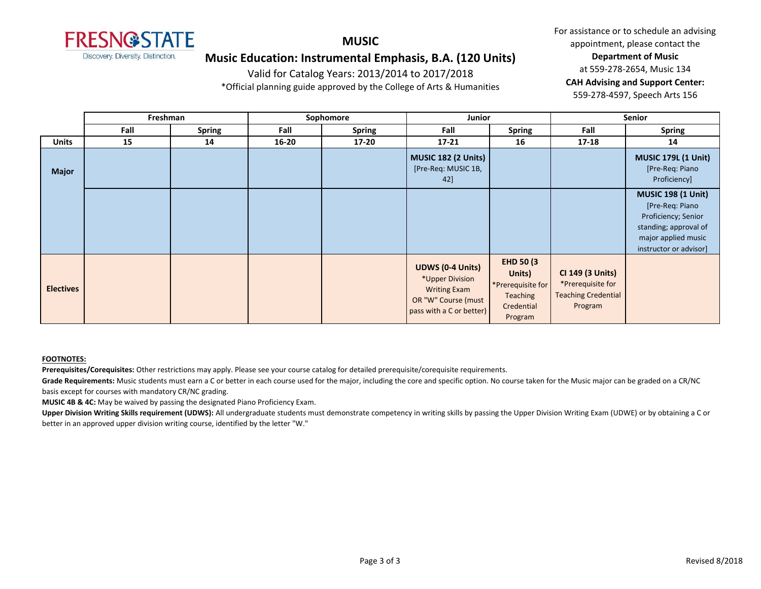# MUSIC

## Music Education: Instrumental Emphasis, B.A. (120 Units)

Valid for Catalog Years: 2013/2014 to 2017/2018

*Official planning guide approved by the College of Arts & Humanities

For assistance or to schedule an advising appointment, please contact the **Department of Music** at 559-278-2654, Music 134

**CAH Advising and Support Center:** 559-278-4597, Speech Arts 156

| | Freshman | | Sophomore | | Junior | | Senior | |
|---|---|---|---|---|---|---|---|---|
| | Fall | Spring | Fall | Spring | Fall | Spring | Fall | Spring |
| **Units** | 15 | 14 | 16-20 | 17-20 | 17-21 | 16 | 17-18 | 14 |
| **Major** | | | | | **MUSIC 182 (2 Units)** [Pre-Req: MUSIC 1B, 42] | | | **MUSIC 179L (1 Unit)** [Pre-Req: Piano Proficiency] |
| | | | | | | | | **MUSIC 198 (1 Unit)** [Pre-Req: Piano Proficiency; Senior standing; approval of major applied music instructor or advisor] |
| **Electives** | | | | | **UDWS (0-4 Units)** *Upper Division Writing Exam OR "W" Course (must pass with a C or better) | **EHD 50 (3 Units)** *Prerequisite for Teaching Credential Program | **CI 149 (3 Units)** *Prerequisite for Teaching Credential Program | |

**FOOTNOTES:**

**Prerequisites/Corequisites:** Other restrictions may apply. Please see your course catalog for detailed prerequisite/corequisite requirements.

**Grade Requirements:** Music students must earn a C or better in each course used for the major, including the core and specific option. No course taken for the Music major can be graded on a CR/NC basis except for courses with mandatory CR/NC grading.

**MUSIC 4B & 4C:** May be waived by passing the designated Piano Proficiency Exam.

**Upper Division Writing Skills requirement (UDWS):** All undergraduate students must demonstrate competency in writing skills by passing the Upper Division Writing Exam (UDWE) or by obtaining a C or better in an approved upper division writing course, identified by the letter "W."

Revised 8/2018